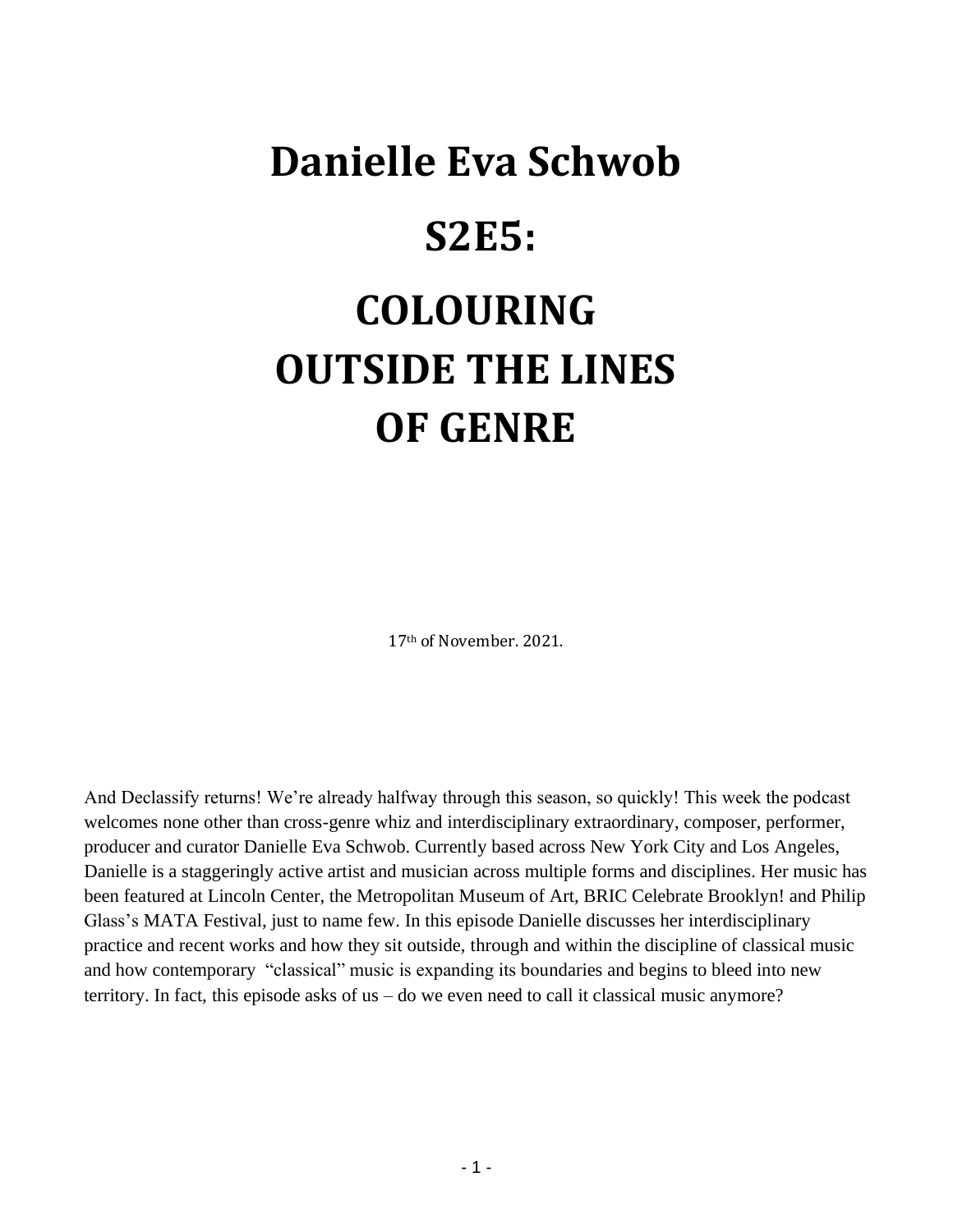# Danielle Eva Schwob

# S2E5:

# COLOURING OUTSIDE THE LINES OF GENRE

17th of November. 2021.

And Declassify returns! We're already halfway through this season, so quickly! This week the podcast welcomes none other than cross-genre whiz and interdisciplinary extraordinary, composer, performer, producer and curator Danielle Eva Schwob. Currently based across New York City and Los Angeles, Danielle is a staggeringly active artist and musician across multiple forms and disciplines. Her music has been featured at Lincoln Center, the Metropolitan Museum of Art, BRIC Celebrate Brooklyn! and Philip Glass's MATA Festival, just to name few. In this episode Danielle discusses her interdisciplinary practice and recent works and how they sit outside, through and within the discipline of classical music and how contemporary "classical" music is expanding its boundaries and begins to bleed into new territory. In fact, this episode asks of us – do we even need to call it classical music anymore?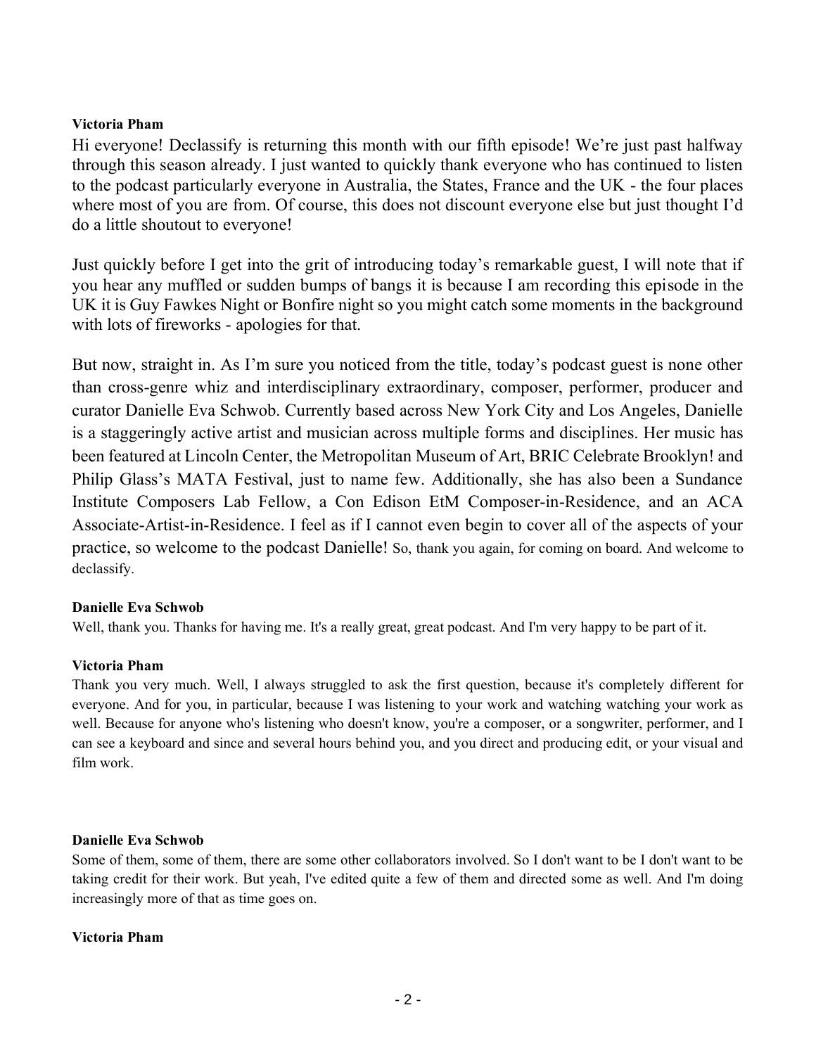**Victoria Pham**

Hi everyone! Declassify is returning this month with our fifth episode! We're just past halfway through this season already. I just wanted to quickly thank everyone who has continued to listen to the podcast particularly everyone in Australia, the States, France and the UK - the four places where most of you are from. Of course, this does not discount everyone else but just thought I'd do a little shoutout to everyone!

Just quickly before I get into the grit of introducing today's remarkable guest, I will note that if you hear any muffled or sudden bumps of bangs it is because I am recording this episode in the UK it is Guy Fawkes Night or Bonfire night so you might catch some moments in the background with lots of fireworks - apologies for that.

But now, straight in. As I'm sure you noticed from the title, today's podcast guest is none other than cross-genre whiz and interdisciplinary extraordinary, composer, performer, producer and curator Danielle Eva Schwob. Currently based across New York City and Los Angeles, Danielle is a staggeringly active artist and musician across multiple forms and disciplines. Her music has been featured at Lincoln Center, the Metropolitan Museum of Art, BRIC Celebrate Brooklyn! and Philip Glass's MATA Festival, just to name few. Additionally, she has also been a Sundance Institute Composers Lab Fellow, a Con Edison EtM Composer-in-Residence, and an ACA Associate-Artist-in-Residence. I feel as if I cannot even begin to cover all of the aspects of your practice, so welcome to the podcast Danielle! So, thank you again, for coming on board. And welcome to declassify.

**Danielle Eva Schwob**

Well, thank you. Thanks for having me. It's a really great, great podcast. And I'm very happy to be part of it.

**Victoria Pham**

Thank you very much. Well, I always struggled to ask the first question, because it's completely different for everyone. And for you, in particular, because I was listening to your work and watching watching your work as well. Because for anyone who's listening who doesn't know, you're a composer, or a songwriter, performer, and I can see a keyboard and since and several hours behind you, and you direct and producing edit, or your visual and film work.

**Danielle Eva Schwob**

Some of them, some of them, there are some other collaborators involved. So I don't want to be I don't want to be taking credit for their work. But yeah, I've edited quite a few of them and directed some as well. And I'm doing increasingly more of that as time goes on.

**Victoria Pham**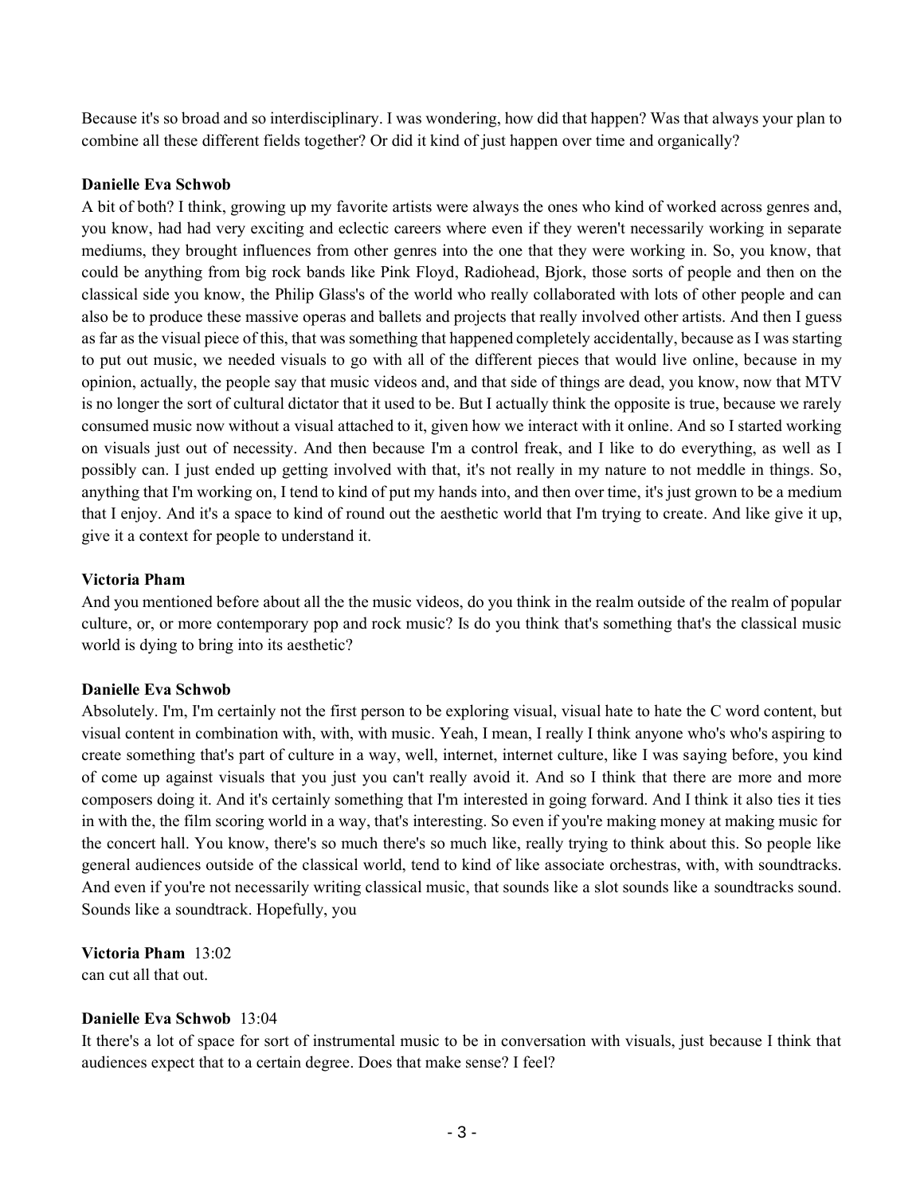Because it's so broad and so interdisciplinary. I was wondering, how did that happen? Was that always your plan to combine all these different fields together? Or did it kind of just happen over time and organically?

**Danielle Eva Schwob**

A bit of both? I think, growing up my favorite artists were always the ones who kind of worked across genres and, you know, had had very exciting and eclectic careers where even if they weren't necessarily working in separate mediums, they brought influences from other genres into the one that they were working in. So, you know, that could be anything from big rock bands like Pink Floyd, Radiohead, Bjork, those sorts of people and then on the classical side you know, the Philip Glass's of the world who really collaborated with lots of other people and can also be to produce these massive operas and ballets and projects that really involved other artists. And then I guess as far as the visual piece of this, that was something that happened completely accidentally, because as I was starting to put out music, we needed visuals to go with all of the different pieces that would live online, because in my opinion, actually, the people say that music videos and, and that side of things are dead, you know, now that MTV is no longer the sort of cultural dictator that it used to be. But I actually think the opposite is true, because we rarely consumed music now without a visual attached to it, given how we interact with it online. And so I started working on visuals just out of necessity. And then because I'm a control freak, and I like to do everything, as well as I possibly can. I just ended up getting involved with that, it's not really in my nature to not meddle in things. So, anything that I'm working on, I tend to kind of put my hands into, and then over time, it's just grown to be a medium that I enjoy. And it's a space to kind of round out the aesthetic world that I'm trying to create. And like give it up, give it a context for people to understand it.

**Victoria Pham**

And you mentioned before about all the the music videos, do you think in the realm outside of the realm of popular culture, or, or more contemporary pop and rock music? Is do you think that's something that's the classical music world is dying to bring into its aesthetic?

**Danielle Eva Schwob**

Absolutely. I'm, I'm certainly not the first person to be exploring visual, visual hate to hate the C word content, but visual content in combination with, with, with music. Yeah, I mean, I really I think anyone who's who's aspiring to create something that's part of culture in a way, well, internet, internet culture, like I was saying before, you kind of come up against visuals that you just you can't really avoid it. And so I think that there are more and more composers doing it. And it's certainly something that I'm interested in going forward. And I think it also ties it ties in with the, the film scoring world in a way, that's interesting. So even if you're making money at making music for the concert hall. You know, there's so much there's so much like, really trying to think about this. So people like general audiences outside of the classical world, tend to kind of like associate orchestras, with, with soundtracks. And even if you're not necessarily writing classical music, that sounds like a slot sounds like a soundtracks sound. Sounds like a soundtrack. Hopefully, you

**Victoria Pham** 13:02

can cut all that out.

**Danielle Eva Schwob** 13:04

It there's a lot of space for sort of instrumental music to be in conversation with visuals, just because I think that audiences expect that to a certain degree. Does that make sense? I feel?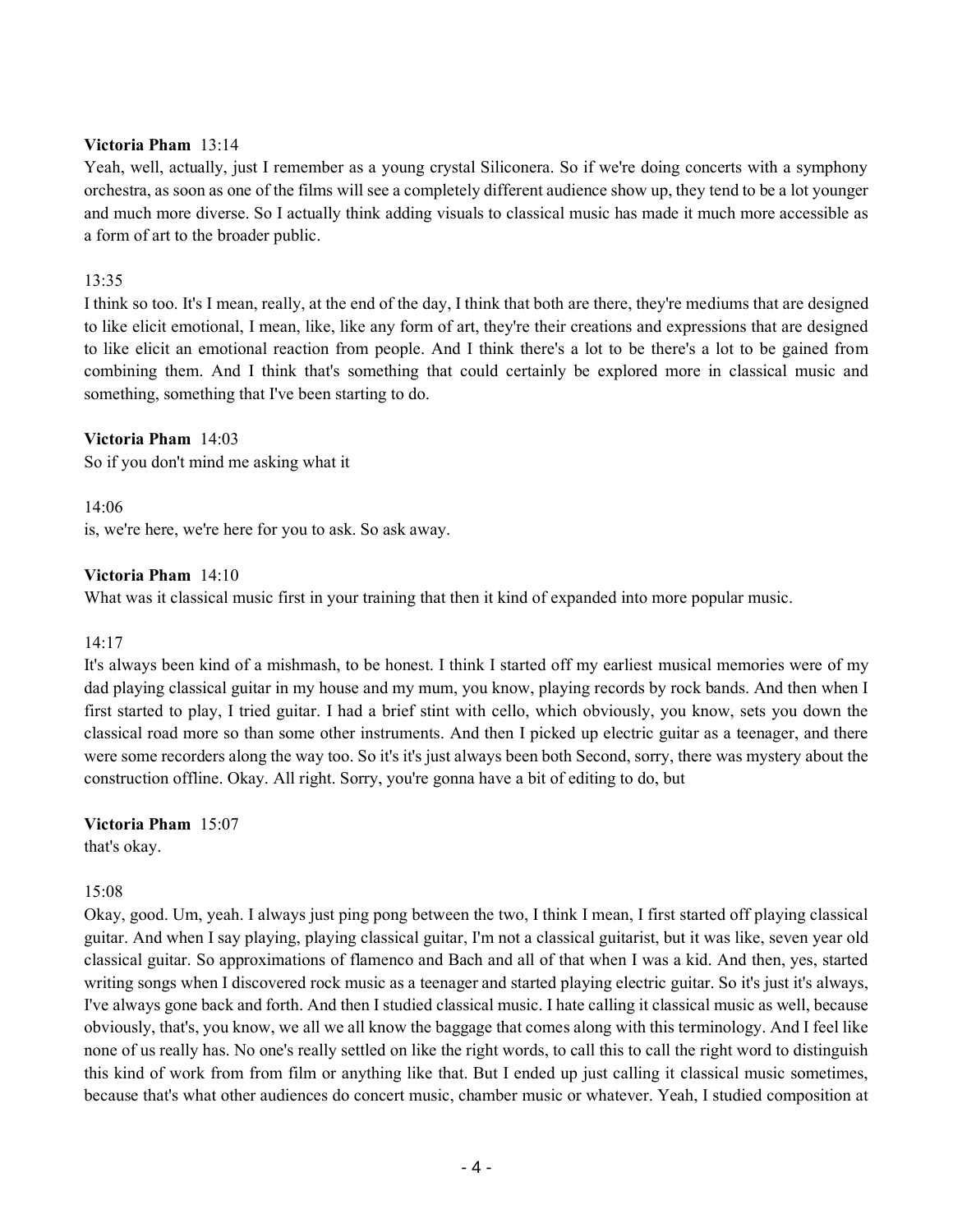**Victoria Pham** 13:14
Yeah, well, actually, just I remember as a young crystal Siliconera. So if we're doing concerts with a symphony orchestra, as soon as one of the films will see a completely different audience show up, they tend to be a lot younger and much more diverse. So I actually think adding visuals to classical music has made it much more accessible as a form of art to the broader public.

13:35
I think so too. It's I mean, really, at the end of the day, I think that both are there, they're mediums that are designed to like elicit emotional, I mean, like, like any form of art, they're their creations and expressions that are designed to like elicit an emotional reaction from people. And I think there's a lot to be there's a lot to be gained from combining them. And I think that's something that could certainly be explored more in classical music and something, something that I've been starting to do.

**Victoria Pham** 14:03
So if you don't mind me asking what it

14:06
is, we're here, we're here for you to ask. So ask away.

**Victoria Pham** 14:10
What was it classical music first in your training that then it kind of expanded into more popular music.

14:17
It's always been kind of a mishmash, to be honest. I think I started off my earliest musical memories were of my dad playing classical guitar in my house and my mum, you know, playing records by rock bands. And then when I first started to play, I tried guitar. I had a brief stint with cello, which obviously, you know, sets you down the classical road more so than some other instruments. And then I picked up electric guitar as a teenager, and there were some recorders along the way too. So it's it's it's just always been both Second, sorry, there was mystery about the construction offline. Okay. All right. Sorry, you're gonna have a bit of editing to do, but

**Victoria Pham** 15:07
that's okay.

15:08
Okay, good. Um, yeah. I always just ping pong between the two, I think I mean, I first started off playing classical guitar. And when I say playing, playing classical guitar, I'm not a classical guitarist, but it was like, seven year old classical guitar. So approximations of flamenco and Bach and all of that when I was a kid. And then, yes, started writing songs when I discovered rock music as a teenager and started playing electric guitar. So it's just it's always, I've always gone back and forth. And then I studied classical music. I hate calling it classical music as well, because obviously, that's, you know, we all we all know the baggage that comes along with this terminology. And I feel like none of us really has. No one's really settled on like the right words, to call this to call the right word to distinguish this kind of work from from film or anything like that. But I ended up just calling it classical music sometimes, because that's what other audiences do concert music, chamber music or whatever. Yeah, I studied composition at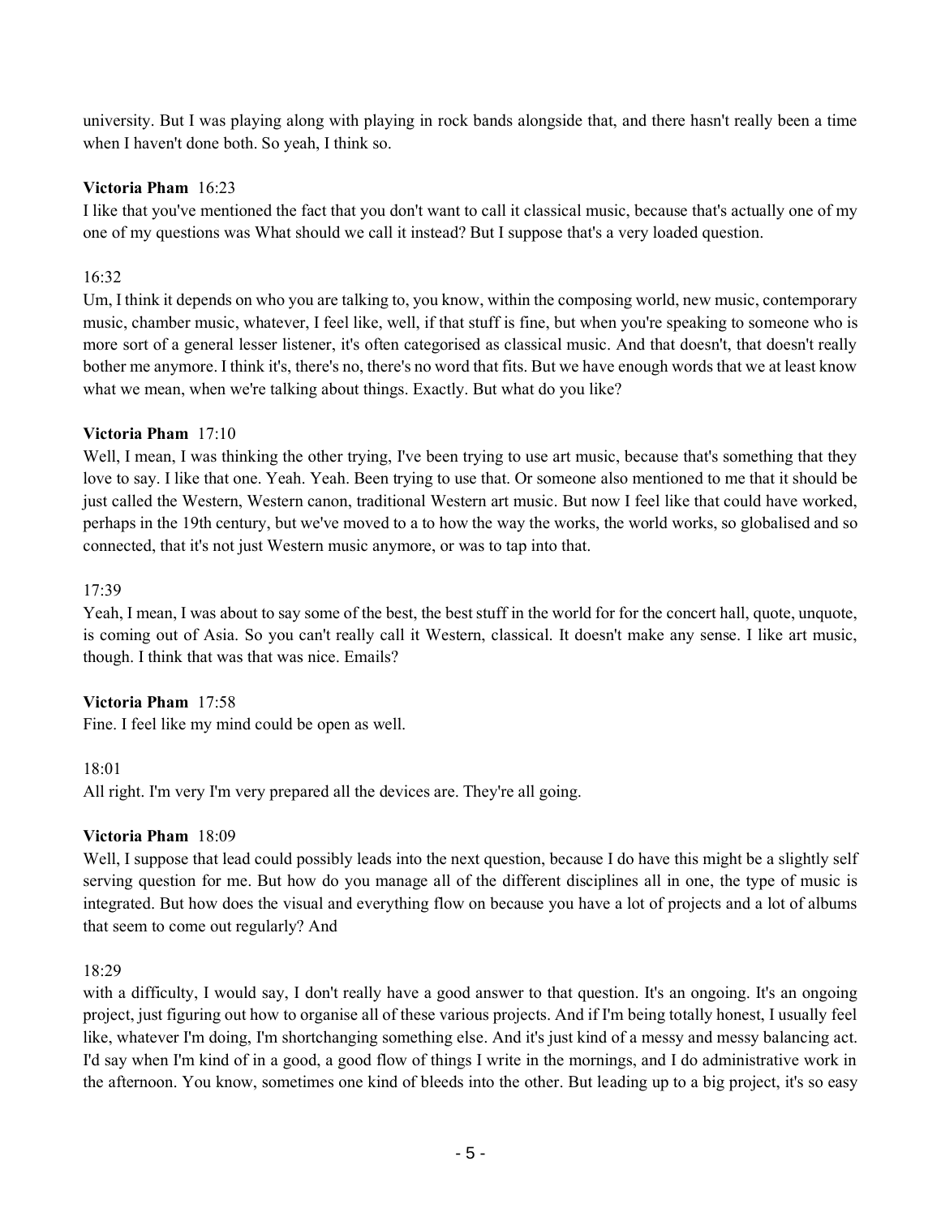university. But I was playing along with playing in rock bands alongside that, and there hasn't really been a time when I haven't done both. So yeah, I think so.

**Victoria Pham** 16:23

I like that you've mentioned the fact that you don't want to call it classical music, because that's actually one of my one of my questions was What should we call it instead? But I suppose that's a very loaded question.

16:32

Um, I think it depends on who you are talking to, you know, within the composing world, new music, contemporary music, chamber music, whatever, I feel like, well, if that stuff is fine, but when you're speaking to someone who is more sort of a general lesser listener, it's often categorised as classical music. And that doesn't, that doesn't really bother me anymore. I think it's, there's no, there's no word that fits. But we have enough words that we at least know what we mean, when we're talking about things. Exactly. But what do you like?

**Victoria Pham** 17:10

Well, I mean, I was thinking the other trying, I've been trying to use art music, because that's something that they love to say. I like that one. Yeah. Yeah. Been trying to use that. Or someone also mentioned to me that it should be just called the Western, Western canon, traditional Western art music. But now I feel like that could have worked, perhaps in the 19th century, but we've moved to a to how the way the works, the world works, so globalised and so connected, that it's not just Western music anymore, or was to tap into that.

17:39

Yeah, I mean, I was about to say some of the best, the best stuff in the world for for the concert hall, quote, unquote, is coming out of Asia. So you can't really call it Western, classical. It doesn't make any sense. I like art music, though. I think that was that was nice. Emails?

**Victoria Pham** 17:58

Fine. I feel like my mind could be open as well.

18:01

All right. I'm very I'm very prepared all the devices are. They're all going.

**Victoria Pham** 18:09

Well, I suppose that lead could possibly leads into the next question, because I do have this might be a slightly self serving question for me. But how do you manage all of the different disciplines all in one, the type of music is integrated. But how does the visual and everything flow on because you have a lot of projects and a lot of albums that seem to come out regularly? And

18:29

with a difficulty, I would say, I don't really have a good answer to that question. It's an ongoing. It's an ongoing project, just figuring out how to organise all of these various projects. And if I'm being totally honest, I usually feel like, whatever I'm doing, I'm shortchanging something else. And it's just kind of a messy and messy balancing act. I'd say when I'm kind of in a good, a good flow of things I write in the mornings, and I do administrative work in the afternoon. You know, sometimes one kind of bleeds into the other. But leading up to a big project, it's so easy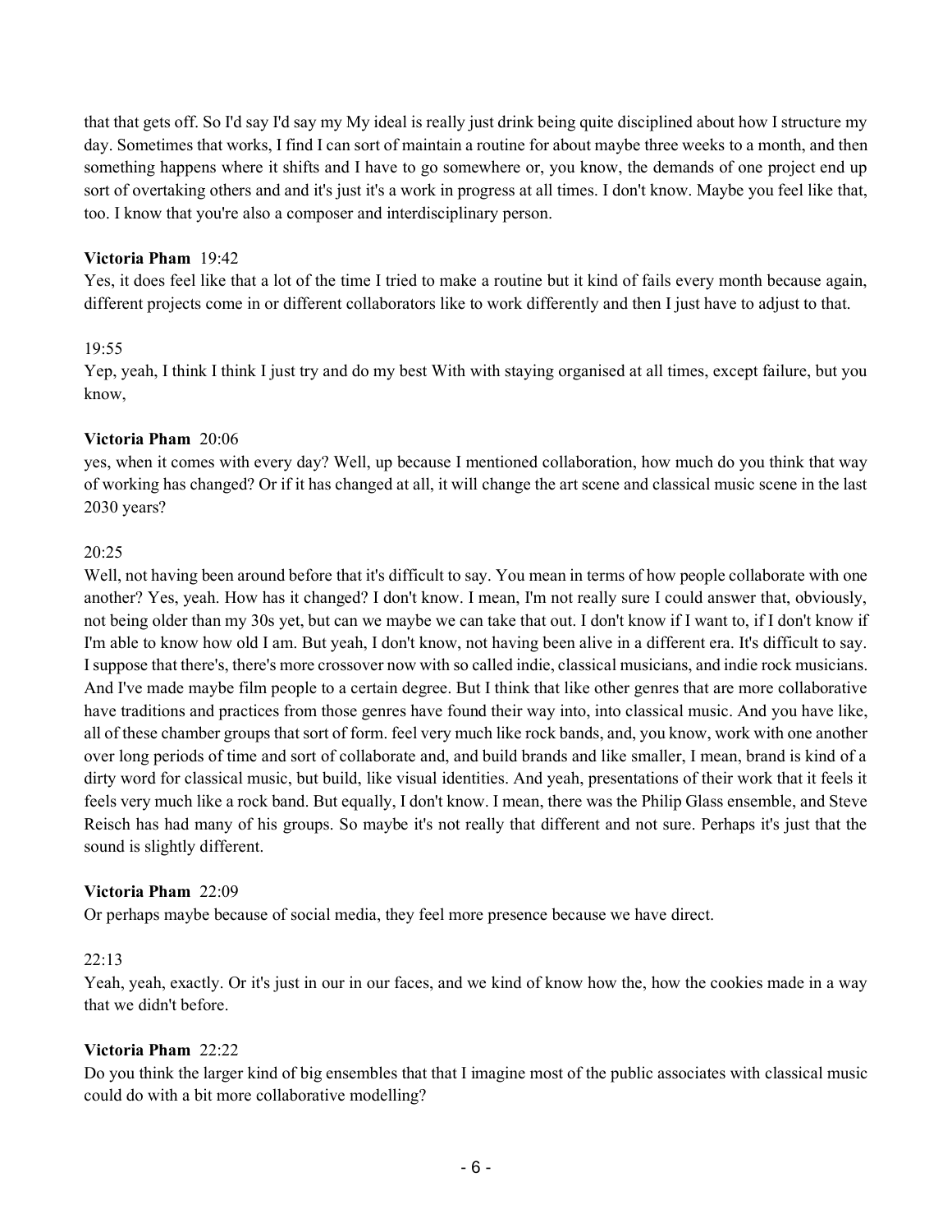that that gets off. So I'd say I'd say my My ideal is really just drink being quite disciplined about how I structure my day. Sometimes that works, I find I can sort of maintain a routine for about maybe three weeks to a month, and then something happens where it shifts and I have to go somewhere or, you know, the demands of one project end up sort of overtaking others and and it's just it's a work in progress at all times. I don't know. Maybe you feel like that, too. I know that you're also a composer and interdisciplinary person.

**Victoria Pham** 19:42
Yes, it does feel like that a lot of the time I tried to make a routine but it kind of fails every month because again, different projects come in or different collaborators like to work differently and then I just have to adjust to that.

19:55
Yep, yeah, I think I think I just try and do my best With with staying organised at all times, except failure, but you know,

**Victoria Pham** 20:06
yes, when it comes with every day? Well, up because I mentioned collaboration, how much do you think that way of working has changed? Or if it has changed at all, it will change the art scene and classical music scene in the last 2030 years?

20:25
Well, not having been around before that it's difficult to say. You mean in terms of how people collaborate with one another? Yes, yeah. How has it changed? I don't know. I mean, I'm not really sure I could answer that, obviously, not being older than my 30s yet, but can we maybe we can take that out. I don't know if I want to, if I don't know if I'm able to know how old I am. But yeah, I don't know, not having been alive in a different era. It's difficult to say. I suppose that there's, there's more crossover now with so called indie, classical musicians, and indie rock musicians. And I've made maybe film people to a certain degree. But I think that like other genres that are more collaborative have traditions and practices from those genres have found their way into, into classical music. And you have like, all of these chamber groups that sort of form. feel very much like rock bands, and, you know, work with one another over long periods of time and sort of collaborate and, and build brands and like smaller, I mean, brand is kind of a dirty word for classical music, but build, like visual identities. And yeah, presentations of their work that it feels it feels very much like a rock band. But equally, I don't know. I mean, there was the Philip Glass ensemble, and Steve Reisch has had many of his groups. So maybe it's not really that different and not sure. Perhaps it's just that the sound is slightly different.

**Victoria Pham** 22:09
Or perhaps maybe because of social media, they feel more presence because we have direct.

22:13
Yeah, yeah, exactly. Or it's just in our in our faces, and we kind of know how the, how the cookies made in a way that we didn't before.

**Victoria Pham** 22:22
Do you think the larger kind of big ensembles that that I imagine most of the public associates with classical music could do with a bit more collaborative modelling?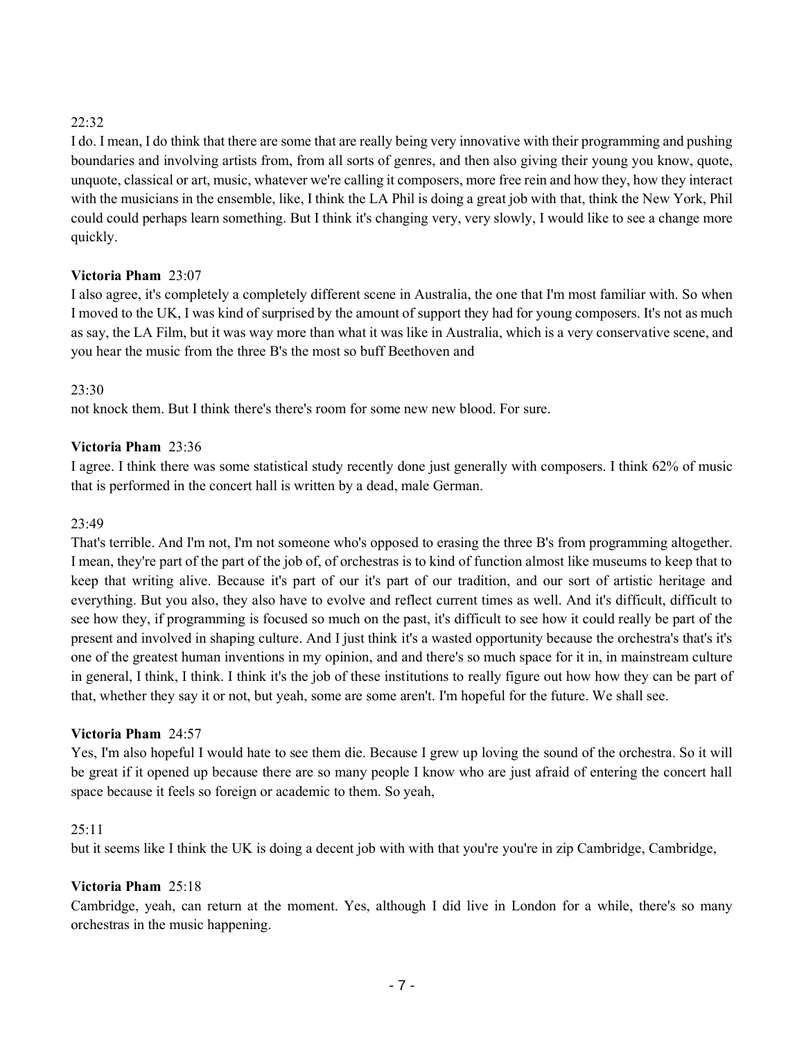22:32

I do. I mean, I do think that there are some that are really being very innovative with their programming and pushing boundaries and involving artists from, from all sorts of genres, and then also giving their young you know, quote, unquote, classical or art, music, whatever we're calling it composers, more free rein and how they, how they interact with the musicians in the ensemble, like, I think the LA Phil is doing a great job with that, think the New York, Phil could could perhaps learn something. But I think it's changing very, very slowly, I would like to see a change more quickly.

**Victoria Pham** 23:07

I also agree, it's completely a completely different scene in Australia, the one that I'm most familiar with. So when I moved to the UK, I was kind of surprised by the amount of support they had for young composers. It's not as much as say, the LA Film, but it was way more than what it was like in Australia, which is a very conservative scene, and you hear the music from the three B's the most so buff Beethoven and

23:30

not knock them. But I think there's there's room for some new new blood. For sure.

**Victoria Pham** 23:36

I agree. I think there was some statistical study recently done just generally with composers. I think 62% of music that is performed in the concert hall is written by a dead, male German.

23:49

That's terrible. And I'm not, I'm not someone who's opposed to erasing the three B's from programming altogether. I mean, they're part of the part of the job of, of orchestras is to kind of function almost like museums to keep that to keep that writing alive. Because it's part of our it's part of our tradition, and our sort of artistic heritage and everything. But you also, they also have to evolve and reflect current times as well. And it's difficult, difficult to see how they, if programming is focused so much on the past, it's difficult to see how it could really be part of the present and involved in shaping culture. And I just think it's a wasted opportunity because the orchestra's that's it's one of the greatest human inventions in my opinion, and and there's so much space for it in, in mainstream culture in general, I think, I think. I think it's the job of these institutions to really figure out how how they can be part of that, whether they say it or not, but yeah, some are some aren't. I'm hopeful for the future. We shall see.

**Victoria Pham** 24:57

Yes, I'm also hopeful I would hate to see them die. Because I grew up loving the sound of the orchestra. So it will be great if it opened up because there are so many people I know who are just afraid of entering the concert hall space because it feels so foreign or academic to them. So yeah,

25:11

but it seems like I think the UK is doing a decent job with with that you're you're in zip Cambridge, Cambridge,

**Victoria Pham** 25:18

Cambridge, yeah, can return at the moment. Yes, although I did live in London for a while, there's so many orchestras in the music happening.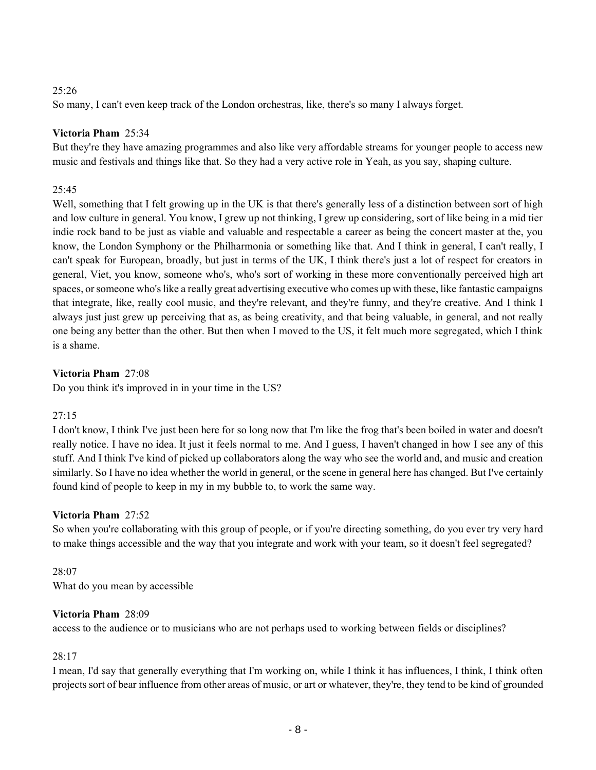25:26
So many, I can't even keep track of the London orchestras, like, there's so many I always forget.

**Victoria Pham** 25:34
But they're they have amazing programmes and also like very affordable streams for younger people to access new music and festivals and things like that. So they had a very active role in Yeah, as you say, shaping culture.

25:45
Well, something that I felt growing up in the UK is that there's generally less of a distinction between sort of high and low culture in general. You know, I grew up not thinking, I grew up considering, sort of like being in a mid tier indie rock band to be just as viable and valuable and respectable a career as being the concert master at the, you know, the London Symphony or the Philharmonia or something like that. And I think in general, I can't really, I can't speak for European, broadly, but just in terms of the UK, I think there's just a lot of respect for creators in general, Viet, you know, someone who's, who's sort of working in these more conventionally perceived high art spaces, or someone who's like a really great advertising executive who comes up with these, like fantastic campaigns that integrate, like, really cool music, and they're relevant, and they're funny, and they're creative. And I think I always just just grew up perceiving that as, as being creativity, and that being valuable, in general, and not really one being any better than the other. But then when I moved to the US, it felt much more segregated, which I think is a shame.

**Victoria Pham** 27:08
Do you think it's improved in in your time in the US?

27:15
I don't know, I think I've just been here for so long now that I'm like the frog that's been boiled in water and doesn't really notice. I have no idea. It just it feels normal to me. And I guess, I haven't changed in how I see any of this stuff. And I think I've kind of picked up collaborators along the way who see the world and, and music and creation similarly. So I have no idea whether the world in general, or the scene in general here has changed. But I've certainly found kind of people to keep in my in my bubble to, to work the same way.

**Victoria Pham** 27:52
So when you're collaborating with this group of people, or if you're directing something, do you ever try very hard to make things accessible and the way that you integrate and work with your team, so it doesn't feel segregated?

28:07
What do you mean by accessible

**Victoria Pham** 28:09
access to the audience or to musicians who are not perhaps used to working between fields or disciplines?

28:17
I mean, I'd say that generally everything that I'm working on, while I think it has influences, I think, I think often projects sort of bear influence from other areas of music, or art or whatever, they're, they tend to be kind of grounded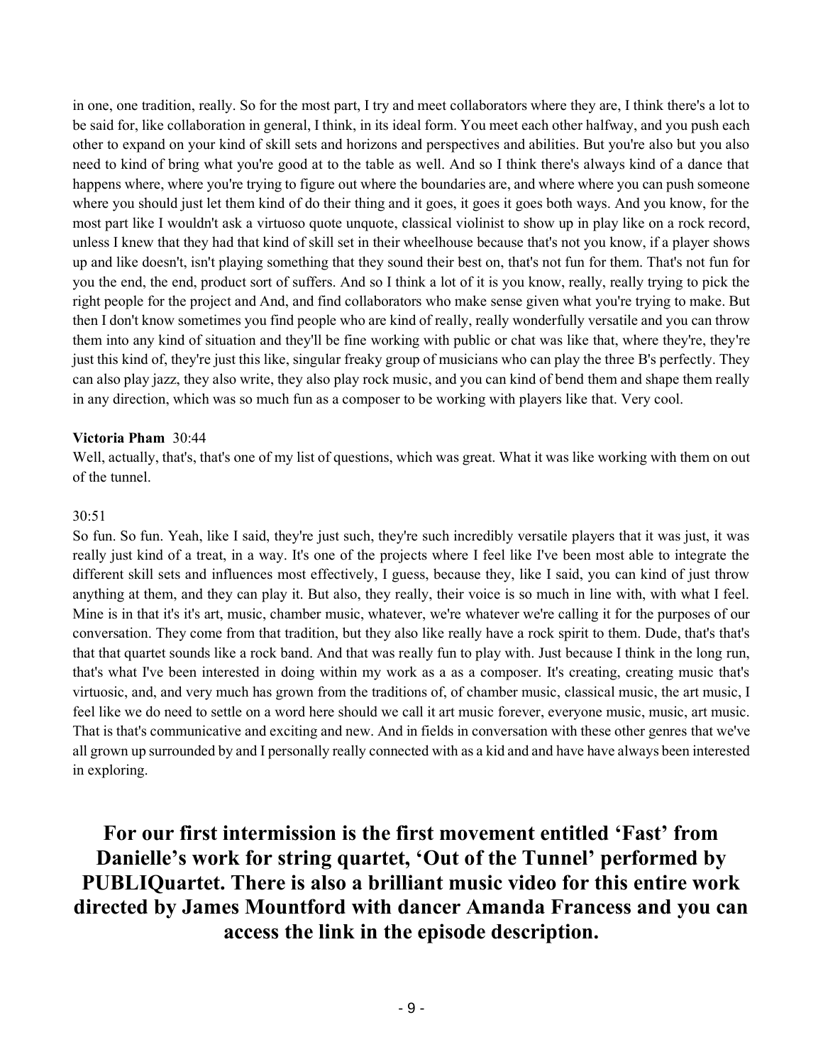in one, one tradition, really. So for the most part, I try and meet collaborators where they are, I think there's a lot to be said for, like collaboration in general, I think, in its ideal form. You meet each other halfway, and you push each other to expand on your kind of skill sets and horizons and perspectives and abilities. But you're also but you also need to kind of bring what you're good at to the table as well. And so I think there's always kind of a dance that happens where, where you're trying to figure out where the boundaries are, and where where you can push someone where you should just let them kind of do their thing and it goes, it goes it goes both ways. And you know, for the most part like I wouldn't ask a virtuoso quote unquote, classical violinist to show up in play like on a rock record, unless I knew that they had that kind of skill set in their wheelhouse because that's not you know, if a player shows up and like doesn't, isn't playing something that they sound their best on, that's not fun for them. That's not fun for you the end, the end, product sort of suffers. And so I think a lot of it is you know, really, really trying to pick the right people for the project and And, and find collaborators who make sense given what you're trying to make. But then I don't know sometimes you find people who are kind of really, really wonderfully versatile and you can throw them into any kind of situation and they'll be fine working with public or chat was like that, where they're, they're just this kind of, they're just this like, singular freaky group of musicians who can play the three B's perfectly. They can also play jazz, they also write, they also play rock music, and you can kind of bend them and shape them really in any direction, which was so much fun as a composer to be working with players like that. Very cool.

**Victoria Pham** 30:44

Well, actually, that's, that's one of my list of questions, which was great. What it was like working with them on out of the tunnel.

30:51

So fun. So fun. Yeah, like I said, they're just such, they're such incredibly versatile players that it was just, it was really just kind of a treat, in a way. It's one of the projects where I feel like I've been most able to integrate the different skill sets and influences most effectively, I guess, because they, like I said, you can kind of just throw anything at them, and they can play it. But also, they really, their voice is so much in line with, with what I feel. Mine is in that it's it's art, music, chamber music, whatever, we're whatever we're calling it for the purposes of our conversation. They come from that tradition, but they also like really have a rock spirit to them. Dude, that's that's that that quartet sounds like a rock band. And that was really fun to play with. Just because I think in the long run, that's what I've been interested in doing within my work as a as a composer. It's creating, creating music that's virtuosic, and, and very much has grown from the traditions of, of chamber music, classical music, the art music, I feel like we do need to settle on a word here should we call it art music forever, everyone music, music, art music. That is that's communicative and exciting and new. And in fields in conversation with these other genres that we've all grown up surrounded by and I personally really connected with as a kid and and have have always been interested in exploring.

**For our first intermission is the first movement entitled 'Fast' from Danielle's work for string quartet, 'Out of the Tunnel' performed by PUBLIQuartet. There is also a brilliant music video for this entire work directed by James Mountford with dancer Amanda Francess and you can access the link in the episode description.**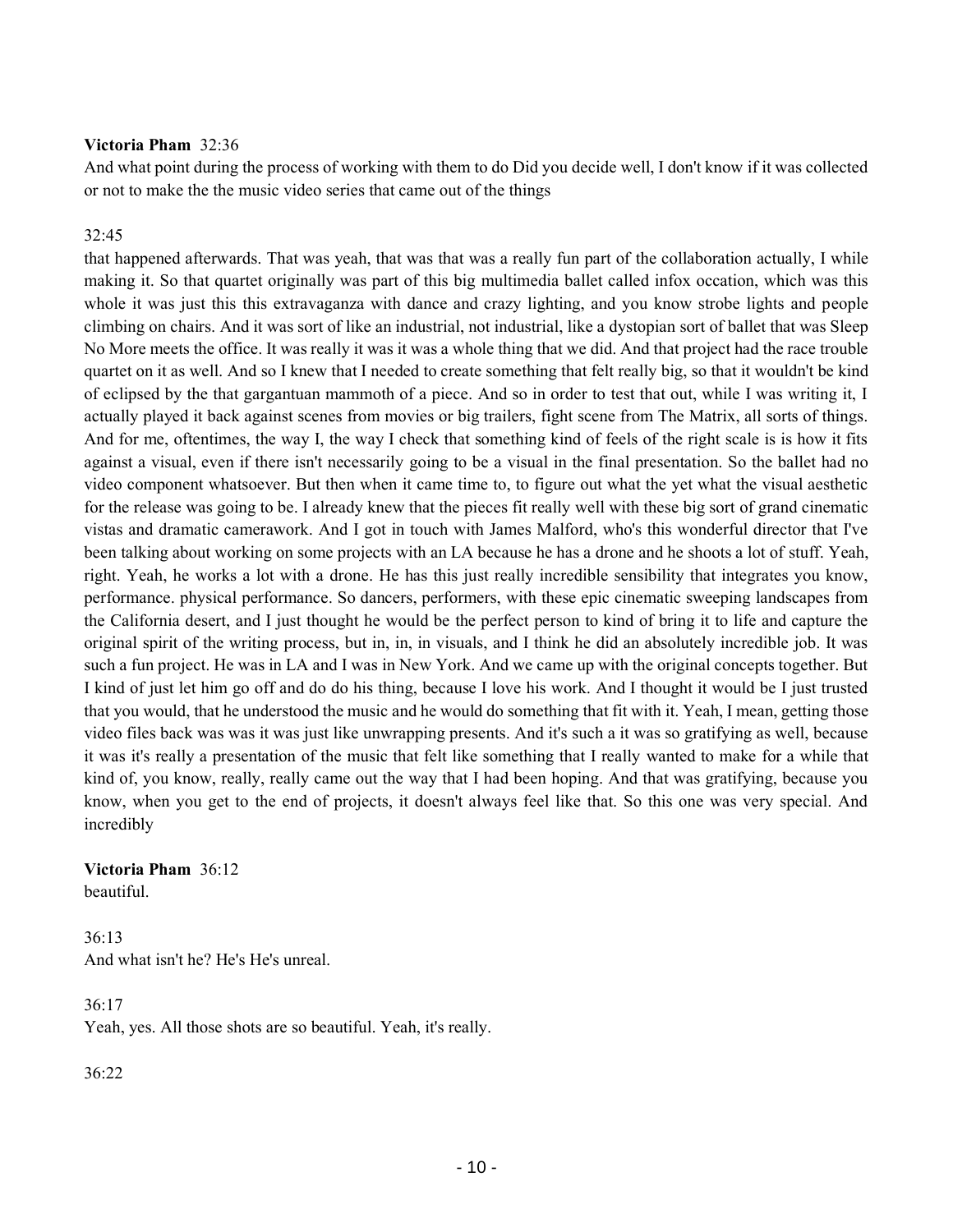**Victoria Pham** 32:36
And what point during the process of working with them to do Did you decide well, I don't know if it was collected or not to make the the music video series that came out of the things

32:45
that happened afterwards. That was yeah, that was that was a really fun part of the collaboration actually, I while making it. So that quartet originally was part of this big multimedia ballet called infox occation, which was this whole it was just this this extravaganza with dance and crazy lighting, and you know strobe lights and people climbing on chairs. And it was sort of like an industrial, not industrial, like a dystopian sort of ballet that was Sleep No More meets the office. It was really it was it was a whole thing that we did. And that project had the race trouble quartet on it as well. And so I knew that I needed to create something that felt really big, so that it wouldn't be kind of eclipsed by the that gargantuan mammoth of a piece. And so in order to test that out, while I was writing it, I actually played it back against scenes from movies or big trailers, fight scene from The Matrix, all sorts of things. And for me, oftentimes, the way I, the way I check that something kind of feels of the right scale is is how it fits against a visual, even if there isn't necessarily going to be a visual in the final presentation. So the ballet had no video component whatsoever. But then when it came time to, to figure out what the yet what the visual aesthetic for the release was going to be. I already knew that the pieces fit really well with these big sort of grand cinematic vistas and dramatic camerawork. And I got in touch with James Malford, who's this wonderful director that I've been talking about working on some projects with an LA because he has a drone and he shoots a lot of stuff. Yeah, right. Yeah, he works a lot with a drone. He has this just really incredible sensibility that integrates you know, performance. physical performance. So dancers, performers, with these epic cinematic sweeping landscapes from the California desert, and I just thought he would be the perfect person to kind of bring it to life and capture the original spirit of the writing process, but in, in, in visuals, and I think he did an absolutely incredible job. It was such a fun project. He was in LA and I was in New York. And we came up with the original concepts together. But I kind of just let him go off and do do his thing, because I love his work. And I thought it would be I just trusted that you would, that he understood the music and he would do something that fit with it. Yeah, I mean, getting those video files back was was it was just like unwrapping presents. And it's such a it was so gratifying as well, because it was it's really a presentation of the music that felt like something that I really wanted to make for a while that kind of, you know, really, really came out the way that I had been hoping. And that was gratifying, because you know, when you get to the end of projects, it doesn't always feel like that. So this one was very special. And incredibly

**Victoria Pham** 36:12
beautiful.

36:13
And what isn't he? He's He's unreal.

36:17
Yeah, yes. All those shots are so beautiful. Yeah, it's really.

36:22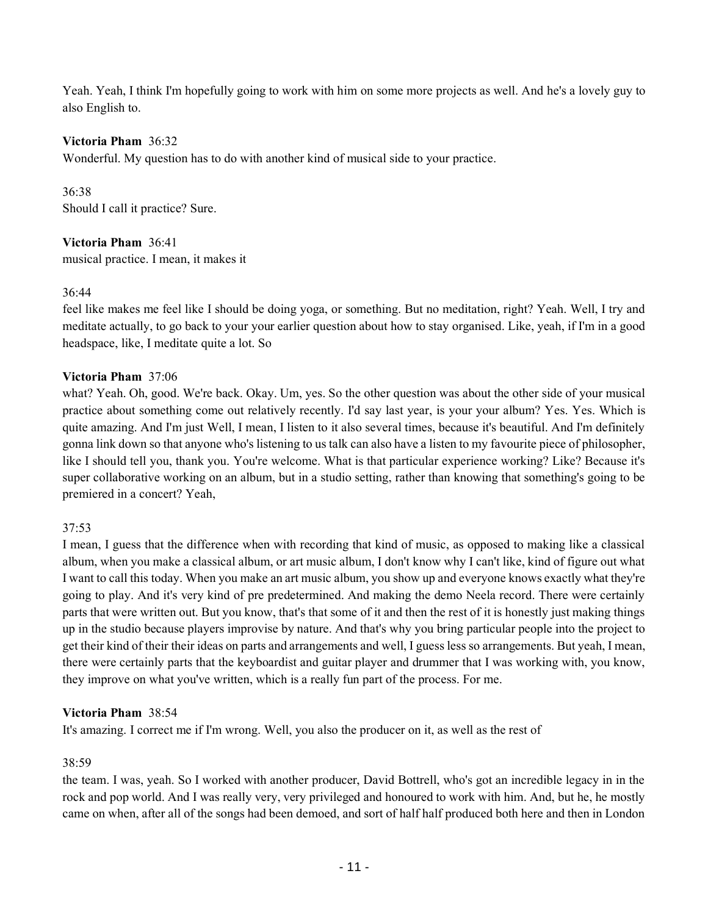Yeah. Yeah, I think I'm hopefully going to work with him on some more projects as well. And he's a lovely guy to also English to.

**Victoria Pham** 36:32
Wonderful. My question has to do with another kind of musical side to your practice.

36:38
Should I call it practice? Sure.

**Victoria Pham** 36:41
musical practice. I mean, it makes it

36:44
feel like makes me feel like I should be doing yoga, or something. But no meditation, right? Yeah. Well, I try and meditate actually, to go back to your your earlier question about how to stay organised. Like, yeah, if I'm in a good headspace, like, I meditate quite a lot. So

**Victoria Pham** 37:06
what? Yeah. Oh, good. We're back. Okay. Um, yes. So the other question was about the other side of your musical practice about something come out relatively recently. I'd say last year, is your your album? Yes. Yes. Which is quite amazing. And I'm just Well, I mean, I listen to it also several times, because it's beautiful. And I'm definitely gonna link down so that anyone who's listening to us talk can also have a listen to my favourite piece of philosopher, like I should tell you, thank you. You're welcome. What is that particular experience working? Like? Because it's super collaborative working on an album, but in a studio setting, rather than knowing that something's going to be premiered in a concert? Yeah,

37:53
I mean, I guess that the difference when with recording that kind of music, as opposed to making like a classical album, when you make a classical album, or art music album, I don't know why I can't like, kind of figure out what I want to call this today. When you make an art music album, you show up and everyone knows exactly what they're going to play. And it's very kind of pre predetermined. And making the demo Neela record. There were certainly parts that were written out. But you know, that's that some of it and then the rest of it is honestly just making things up in the studio because players improvise by nature. And that's why you bring particular people into the project to get their kind of their their ideas on parts and arrangements and well, I guess less so arrangements. But yeah, I mean, there were certainly parts that the keyboardist and guitar player and drummer that I was working with, you know, they improve on what you've written, which is a really fun part of the process. For me.

**Victoria Pham** 38:54
It's amazing. I correct me if I'm wrong. Well, you also the producer on it, as well as the rest of

38:59
the team. I was, yeah. So I worked with another producer, David Bottrell, who's got an incredible legacy in in the rock and pop world. And I was really very, very privileged and honoured to work with him. And, but he, he mostly came on when, after all of the songs had been demoed, and sort of half half produced both here and then in London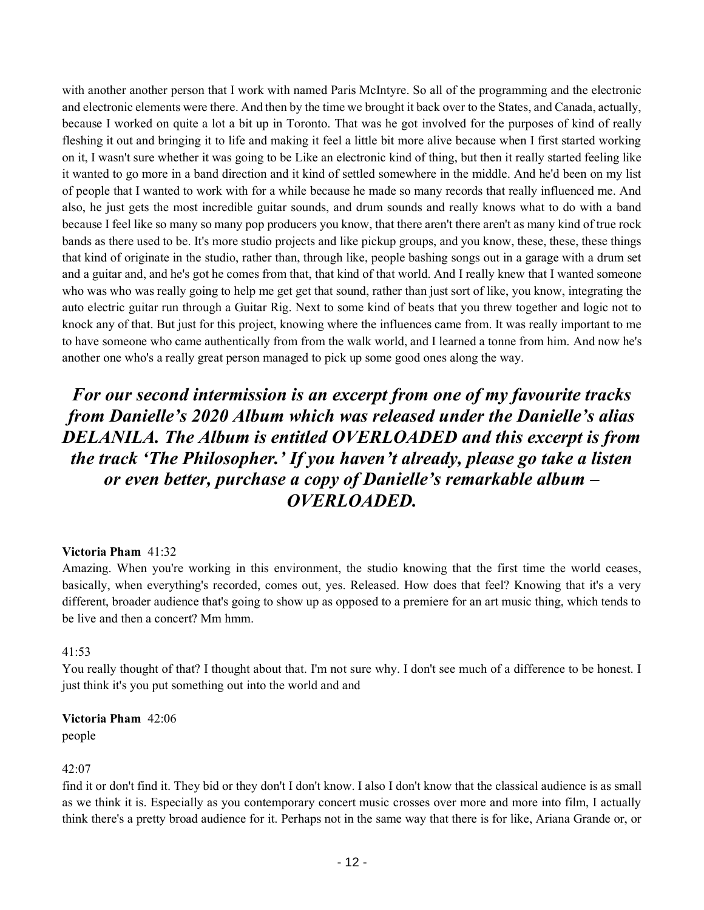with another another person that I work with named Paris McIntyre. So all of the programming and the electronic and electronic elements were there. And then by the time we brought it back over to the States, and Canada, actually, because I worked on quite a lot a bit up in Toronto. That was he got involved for the purposes of kind of really fleshing it out and bringing it to life and making it feel a little bit more alive because when I first started working on it, I wasn't sure whether it was going to be Like an electronic kind of thing, but then it really started feeling like it wanted to go more in a band direction and it kind of settled somewhere in the middle. And he'd been on my list of people that I wanted to work with for a while because he made so many records that really influenced me. And also, he just gets the most incredible guitar sounds, and drum sounds and really knows what to do with a band because I feel like so many so many pop producers you know, that there aren't there aren't as many kind of true rock bands as there used to be. It's more studio projects and like pickup groups, and you know, these, these, these things that kind of originate in the studio, rather than, through like, people bashing songs out in a garage with a drum set and a guitar and, and he's got he comes from that, that kind of that world. And I really knew that I wanted someone who was who was really going to help me get get that sound, rather than just sort of like, you know, integrating the auto electric guitar run through a Guitar Rig. Next to some kind of beats that you threw together and logic not to knock any of that. But just for this project, knowing where the influences came from. It was really important to me to have someone who came authentically from from the walk world, and I learned a tonne from him. And now he's another one who's a really great person managed to pick up some good ones along the way.

## *For our second intermission is an excerpt from one of my favourite tracks from Danielle's 2020 Album which was released under the Danielle's alias DELANILA. The Album is entitled OVERLOADED and this excerpt is from the track 'The Philosopher.' If you haven't already, please go take a listen or even better, purchase a copy of Danielle's remarkable album – OVERLOADED.*

**Victoria Pham** 41:32

Amazing. When you're working in this environment, the studio knowing that the first time the world ceases, basically, when everything's recorded, comes out, yes. Released. How does that feel? Knowing that it's a very different, broader audience that's going to show up as opposed to a premiere for an art music thing, which tends to be live and then a concert? Mm hmm.

41:53

You really thought of that? I thought about that. I'm not sure why. I don't see much of a difference to be honest. I just think it's you put something out into the world and and

**Victoria Pham** 42:06

people

42:07

find it or don't find it. They bid or they don't I don't know. I also I don't know that the classical audience is as small as we think it is. Especially as you contemporary concert music crosses over more and more into film, I actually think there's a pretty broad audience for it. Perhaps not in the same way that there is for like, Ariana Grande or, or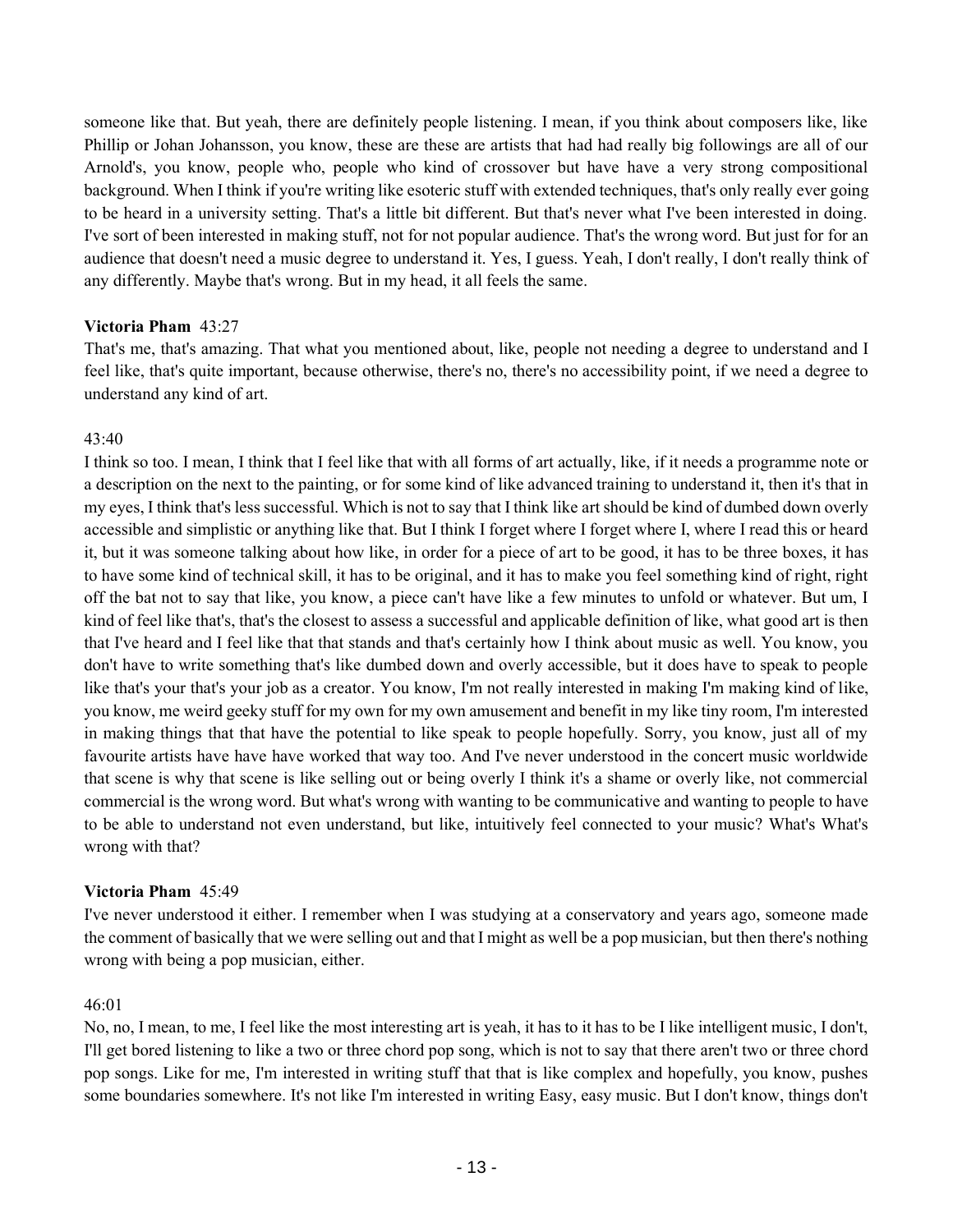someone like that. But yeah, there are definitely people listening. I mean, if you think about composers like, like Phillip or Johan Johansson, you know, these are these are artists that had had really big followings are all of our Arnold's, you know, people who, people who kind of crossover but have have a very strong compositional background. When I think if you're writing like esoteric stuff with extended techniques, that's only really ever going to be heard in a university setting. That's a little bit different. But that's never what I've been interested in doing. I've sort of been interested in making stuff, not for not popular audience. That's the wrong word. But just for for an audience that doesn't need a music degree to understand it. Yes, I guess. Yeah, I don't really, I don't really think of any differently. Maybe that's wrong. But in my head, it all feels the same.

**Victoria Pham** 43:27

That's me, that's amazing. That what you mentioned about, like, people not needing a degree to understand and I feel like, that's quite important, because otherwise, there's no, there's no accessibility point, if we need a degree to understand any kind of art.

43:40

I think so too. I mean, I think that I feel like that with all forms of art actually, like, if it needs a programme note or a description on the next to the painting, or for some kind of like advanced training to understand it, then it's that in my eyes, I think that's less successful. Which is not to say that I think like art should be kind of dumbed down overly accessible and simplistic or anything like that. But I think I forget where I forget where I, where I read this or heard it, but it was someone talking about how like, in order for a piece of art to be good, it has to be three boxes, it has to have some kind of technical skill, it has to be original, and it has to make you feel something kind of right, right off the bat not to say that like, you know, a piece can't have like a few minutes to unfold or whatever. But um, I kind of feel like that's, that's the closest to assess a successful and applicable definition of like, what good art is then that I've heard and I feel like that that stands and that's certainly how I think about music as well. You know, you don't have to write something that's like dumbed down and overly accessible, but it does have to speak to people like that's your that's your job as a creator. You know, I'm not really interested in making I'm making kind of like, you know, me weird geeky stuff for my own for my own amusement and benefit in my like tiny room, I'm interested in making things that that have the potential to like speak to people hopefully. Sorry, you know, just all of my favourite artists have have have worked that way too. And I've never understood in the concert music worldwide that scene is why that scene is like selling out or being overly I think it's a shame or overly like, not commercial commercial is the wrong word. But what's wrong with wanting to be communicative and wanting to people to have to be able to understand not even understand, but like, intuitively feel connected to your music? What's What's wrong with that?

**Victoria Pham** 45:49

I've never understood it either. I remember when I was studying at a conservatory and years ago, someone made the comment of basically that we were selling out and that I might as well be a pop musician, but then there's nothing wrong with being a pop musician, either.

46:01

No, no, I mean, to me, I feel like the most interesting art is yeah, it has to it has to be I like intelligent music, I don't, I'll get bored listening to like a two or three chord pop song, which is not to say that there aren't two or three chord pop songs. Like for me, I'm interested in writing stuff that that is like complex and hopefully, you know, pushes some boundaries somewhere. It's not like I'm interested in writing Easy, easy music. But I don't know, things don't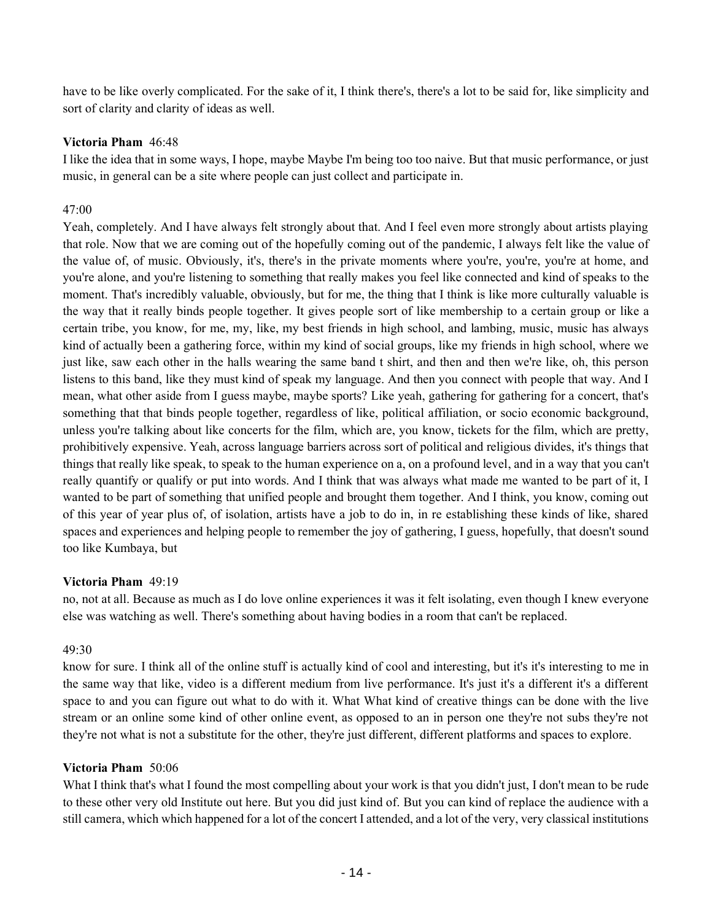have to be like overly complicated. For the sake of it, I think there's, there's a lot to be said for, like simplicity and sort of clarity and clarity of ideas as well.

**Victoria Pham** 46:48

I like the idea that in some ways, I hope, maybe Maybe I'm being too too naive. But that music performance, or just music, in general can be a site where people can just collect and participate in.

47:00

Yeah, completely. And I have always felt strongly about that. And I feel even more strongly about artists playing that role. Now that we are coming out of the hopefully coming out of the pandemic, I always felt like the value of the value of, of music. Obviously, it's, there's in the private moments where you're, you're, you're at home, and you're alone, and you're listening to something that really makes you feel like connected and kind of speaks to the moment. That's incredibly valuable, obviously, but for me, the thing that I think is like more culturally valuable is the way that it really binds people together. It gives people sort of like membership to a certain group or like a certain tribe, you know, for me, my, like, my best friends in high school, and lambing, music, music has always kind of actually been a gathering force, within my kind of social groups, like my friends in high school, where we just like, saw each other in the halls wearing the same band t shirt, and then and then we're like, oh, this person listens to this band, like they must kind of speak my language. And then you connect with people that way. And I mean, what other aside from I guess maybe, maybe sports? Like yeah, gathering for gathering for a concert, that's something that that binds people together, regardless of like, political affiliation, or socio economic background, unless you're talking about like concerts for the film, which are, you know, tickets for the film, which are pretty, prohibitively expensive. Yeah, across language barriers across sort of political and religious divides, it's things that things that really like speak, to speak to the human experience on a, on a profound level, and in a way that you can't really quantify or qualify or put into words. And I think that was always what made me wanted to be part of it, I wanted to be part of something that unified people and brought them together. And I think, you know, coming out of this year of year plus of, of isolation, artists have a job to do in, in re establishing these kinds of like, shared spaces and experiences and helping people to remember the joy of gathering, I guess, hopefully, that doesn't sound too like Kumbaya, but

**Victoria Pham** 49:19

no, not at all. Because as much as I do love online experiences it was it felt isolating, even though I knew everyone else was watching as well. There's something about having bodies in a room that can't be replaced.

49:30

know for sure. I think all of the online stuff is actually kind of cool and interesting, but it's it's interesting to me in the same way that like, video is a different medium from live performance. It's just it's a different it's a different space to and you can figure out what to do with it. What What kind of creative things can be done with the live stream or an online some kind of other online event, as opposed to an in person one they're not subs they're not they're not what is not a substitute for the other, they're just different, different platforms and spaces to explore.

**Victoria Pham** 50:06

What I think that's what I found the most compelling about your work is that you didn't just, I don't mean to be rude to these other very old Institute out here. But you did just kind of. But you can kind of replace the audience with a still camera, which which happened for a lot of the concert I attended, and a lot of the very, very classical institutions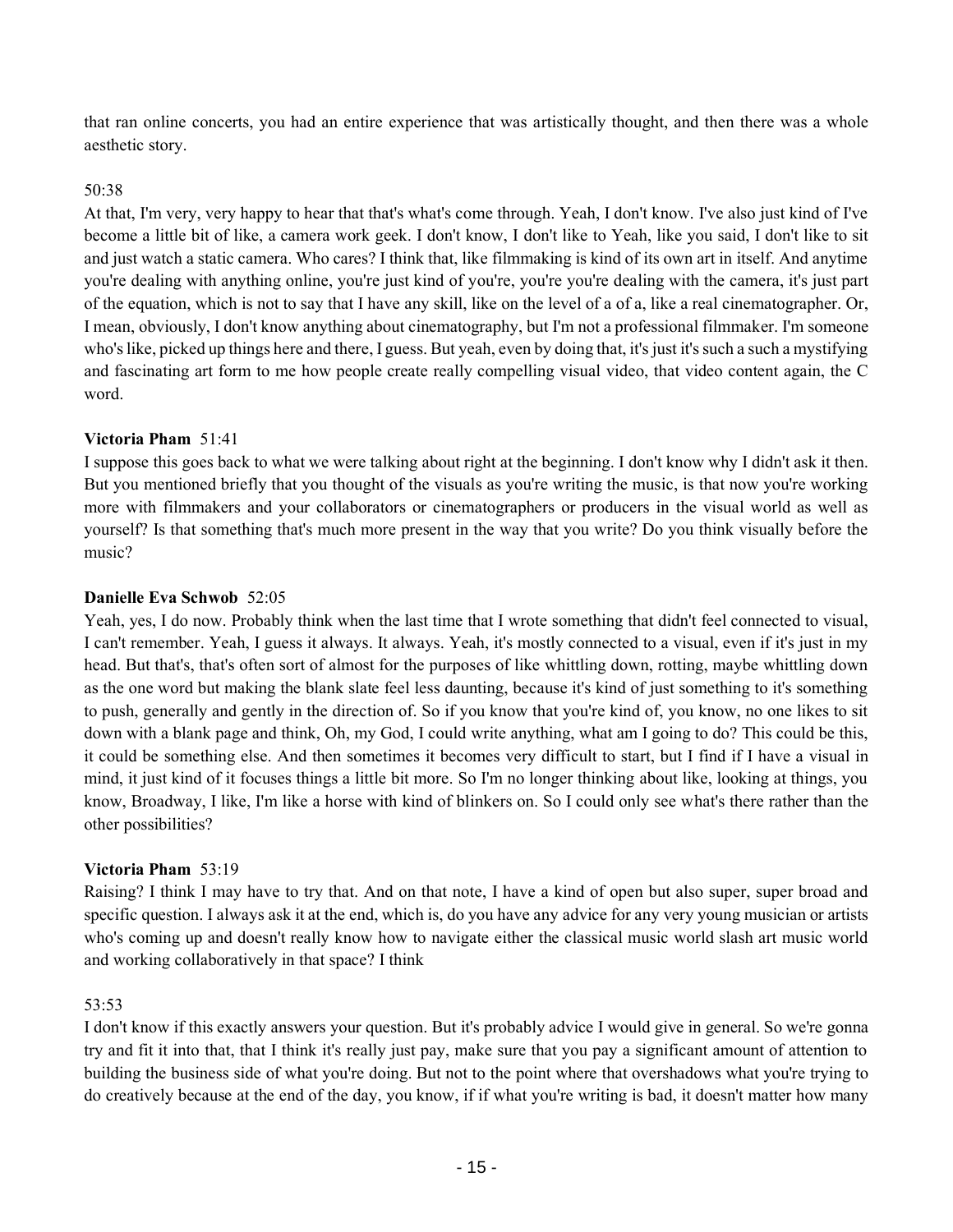that ran online concerts, you had an entire experience that was artistically thought, and then there was a whole aesthetic story.

50:38

At that, I'm very, very happy to hear that that's what's come through. Yeah, I don't know. I've also just kind of I've become a little bit of like, a camera work geek. I don't know, I don't like to Yeah, like you said, I don't like to sit and just watch a static camera. Who cares? I think that, like filmmaking is kind of its own art in itself. And anytime you're dealing with anything online, you're just kind of you're, you're you're dealing with the camera, it's just part of the equation, which is not to say that I have any skill, like on the level of a of a, like a real cinematographer. Or, I mean, obviously, I don't know anything about cinematography, but I'm not a professional filmmaker. I'm someone who's like, picked up things here and there, I guess. But yeah, even by doing that, it's just it's such a such a mystifying and fascinating art form to me how people create really compelling visual video, that video content again, the C word.

**Victoria Pham** 51:41

I suppose this goes back to what we were talking about right at the beginning. I don't know why I didn't ask it then. But you mentioned briefly that you thought of the visuals as you're writing the music, is that now you're working more with filmmakers and your collaborators or cinematographers or producers in the visual world as well as yourself? Is that something that's much more present in the way that you write? Do you think visually before the music?

**Danielle Eva Schwob** 52:05

Yeah, yes, I do now. Probably think when the last time that I wrote something that didn't feel connected to visual, I can't remember. Yeah, I guess it always. It always. Yeah, it's mostly connected to a visual, even if it's just in my head. But that's, that's often sort of almost for the purposes of like whittling down, rotting, maybe whittling down as the one word but making the blank slate feel less daunting, because it's kind of just something to it's something to push, generally and gently in the direction of. So if you know that you're kind of, you know, no one likes to sit down with a blank page and think, Oh, my God, I could write anything, what am I going to do? This could be this, it could be something else. And then sometimes it becomes very difficult to start, but I find if I have a visual in mind, it just kind of it focuses things a little bit more. So I'm no longer thinking about like, looking at things, you know, Broadway, I like, I'm like a horse with kind of blinkers on. So I could only see what's there rather than the other possibilities?

**Victoria Pham** 53:19

Raising? I think I may have to try that. And on that note, I have a kind of open but also super, super broad and specific question. I always ask it at the end, which is, do you have any advice for any very young musician or artists who's coming up and doesn't really know how to navigate either the classical music world slash art music world and working collaboratively in that space? I think

53:53

I don't know if this exactly answers your question. But it's probably advice I would give in general. So we're gonna try and fit it into that, that I think it's really just pay, make sure that you pay a significant amount of attention to building the business side of what you're doing. But not to the point where that overshadows what you're trying to do creatively because at the end of the day, you know, if if what you're writing is bad, it doesn't matter how many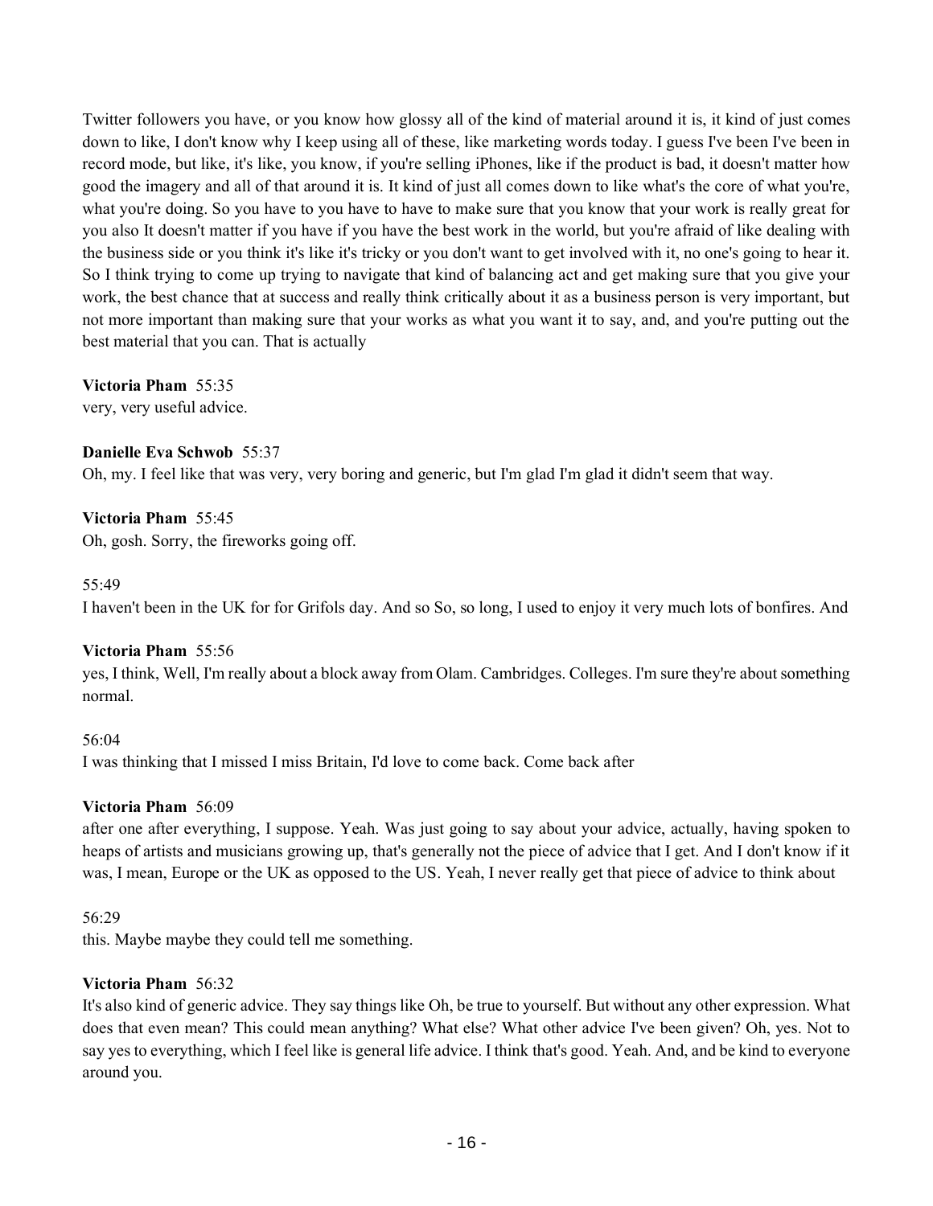Twitter followers you have, or you know how glossy all of the kind of material around it is, it kind of just comes down to like, I don't know why I keep using all of these, like marketing words today. I guess I've been I've been in record mode, but like, it's like, you know, if you're selling iPhones, like if the product is bad, it doesn't matter how good the imagery and all of that around it is. It kind of just all comes down to like what's the core of what you're, what you're doing. So you have to you have to have to make sure that you know that your work is really great for you also It doesn't matter if you have if you have the best work in the world, but you're afraid of like dealing with the business side or you think it's like it's tricky or you don't want to get involved with it, no one's going to hear it. So I think trying to come up trying to navigate that kind of balancing act and get making sure that you give your work, the best chance that at success and really think critically about it as a business person is very important, but not more important than making sure that your works as what you want it to say, and, and you're putting out the best material that you can. That is actually

**Victoria Pham** 55:35
very, very useful advice.

**Danielle Eva Schwob** 55:37
Oh, my. I feel like that was very, very boring and generic, but I'm glad I'm glad it didn't seem that way.

**Victoria Pham** 55:45
Oh, gosh. Sorry, the fireworks going off.

55:49
I haven't been in the UK for for Grifols day. And so So, so long, I used to enjoy it very much lots of bonfires. And

**Victoria Pham** 55:56
yes, I think, Well, I'm really about a block away from Olam. Cambridges. Colleges. I'm sure they're about something normal.

56:04
I was thinking that I missed I miss Britain, I'd love to come back. Come back after

**Victoria Pham** 56:09
after one after everything, I suppose. Yeah. Was just going to say about your advice, actually, having spoken to heaps of artists and musicians growing up, that's generally not the piece of advice that I get. And I don't know if it was, I mean, Europe or the UK as opposed to the US. Yeah, I never really get that piece of advice to think about

56:29
this. Maybe maybe they could tell me something.

**Victoria Pham** 56:32
It's also kind of generic advice. They say things like Oh, be true to yourself. But without any other expression. What does that even mean? This could mean anything? What else? What other advice I've been given? Oh, yes. Not to say yes to everything, which I feel like is general life advice. I think that's good. Yeah. And, and be kind to everyone around you.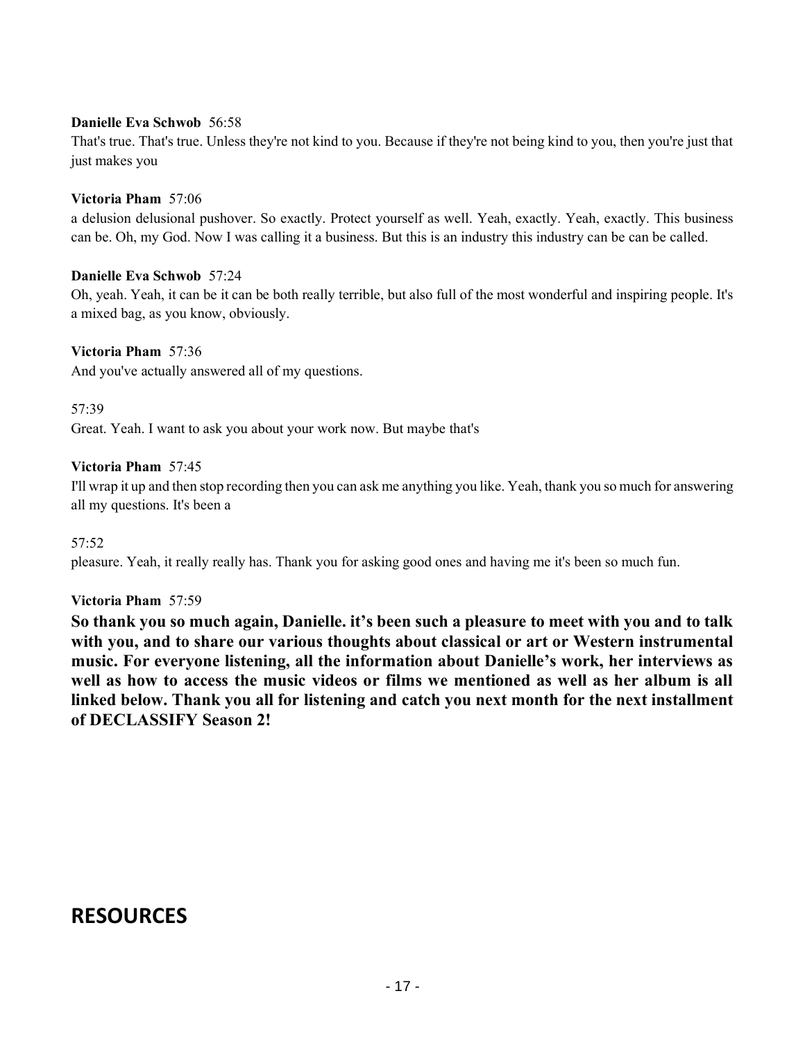**Danielle Eva Schwob** 56:58

That's true. That's true. Unless they're not kind to you. Because if they're not being kind to you, then you're just that just makes you

**Victoria Pham** 57:06

a delusion delusional pushover. So exactly. Protect yourself as well. Yeah, exactly. Yeah, exactly. This business can be. Oh, my God. Now I was calling it a business. But this is an industry this industry can be can be called.

**Danielle Eva Schwob** 57:24

Oh, yeah. Yeah, it can be it can be both really terrible, but also full of the most wonderful and inspiring people. It's a mixed bag, as you know, obviously.

**Victoria Pham** 57:36

And you've actually answered all of my questions.

57:39

Great. Yeah. I want to ask you about your work now. But maybe that's

**Victoria Pham** 57:45

I'll wrap it up and then stop recording then you can ask me anything you like. Yeah, thank you so much for answering all my questions. It's been a

57:52

pleasure. Yeah, it really really has. Thank you for asking good ones and having me it's been so much fun.

**Victoria Pham** 57:59

**So thank you so much again, Danielle. it's been such a pleasure to meet with you and to talk with you, and to share our various thoughts about classical or art or Western instrumental music. For everyone listening, all the information about Danielle's work, her interviews as well as how to access the music videos or films we mentioned as well as her album is all linked below. Thank you all for listening and catch you next month for the next installment of DECLASSIFY Season 2!**

# RESOURCES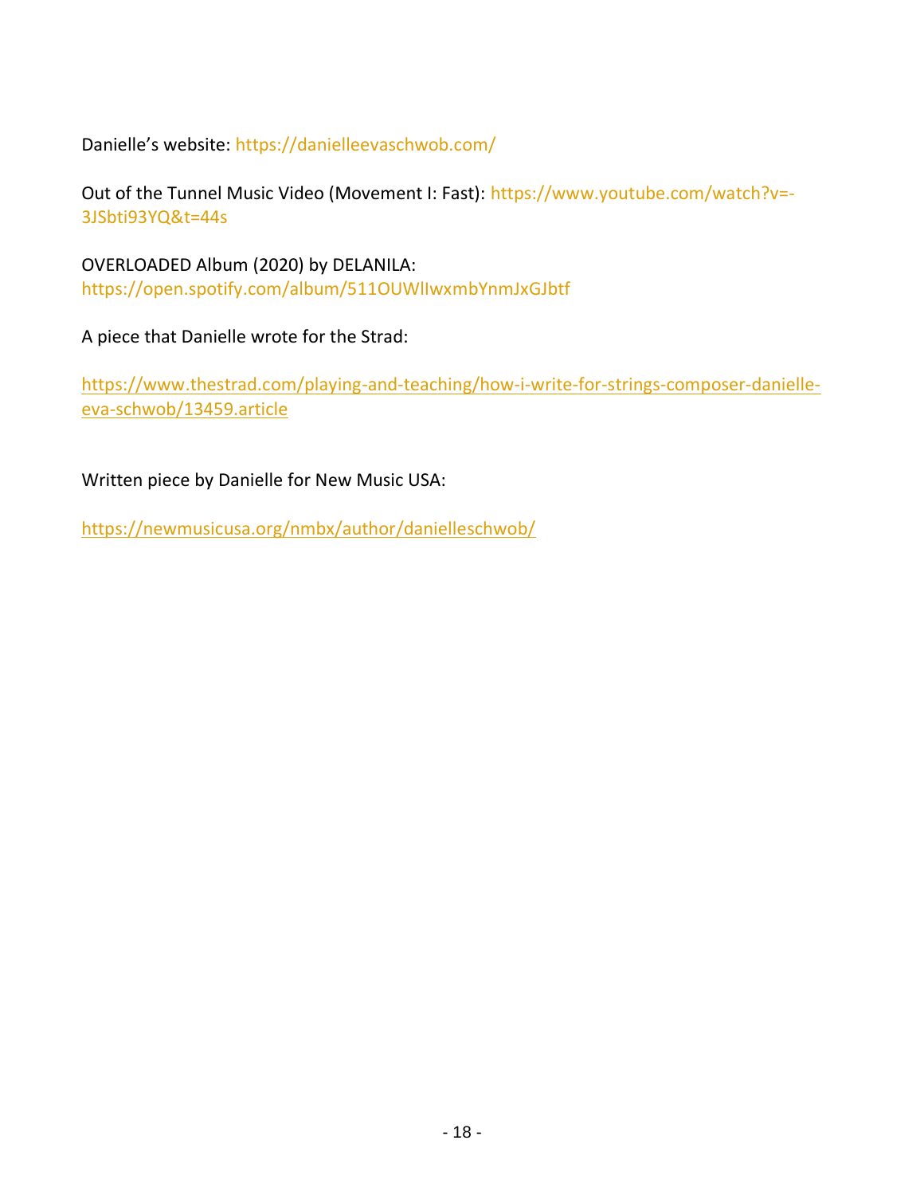Danielle's website: https://danielleevaschwob.com/

Out of the Tunnel Music Video (Movement I: Fast): https://www.youtube.com/watch?v=-3JSbti93YQ&t=44s

OVERLOADED Album (2020) by DELANILA:
https://open.spotify.com/album/511OUWlIwxmbYnmJxGJbtf

A piece that Danielle wrote for the Strad:

https://www.thestrad.com/playing-and-teaching/how-i-write-for-strings-composer-danielle-eva-schwob/13459.article

Written piece by Danielle for New Music USA:

https://newmusicusa.org/nmbx/author/danielleschwob/